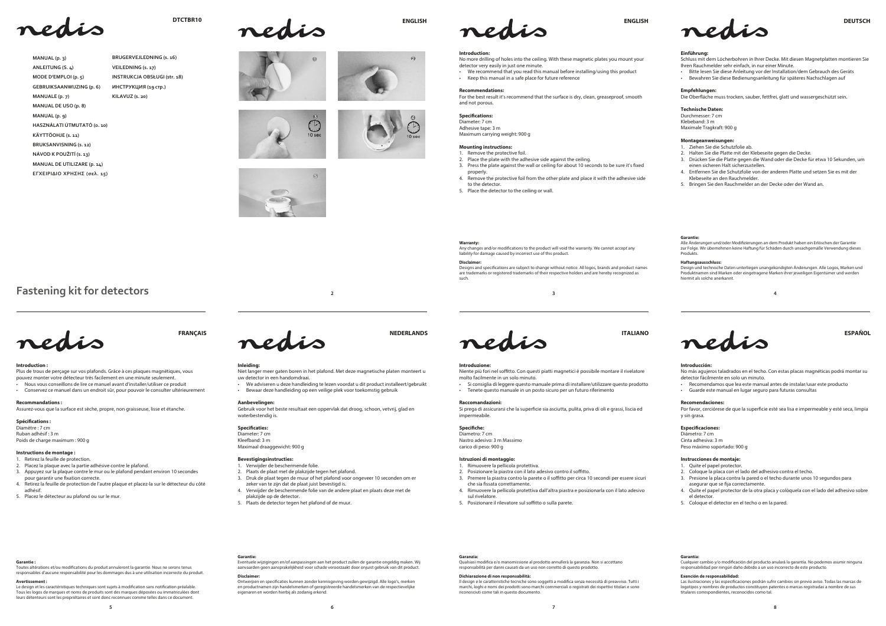DTCTBR10

MANUAL (p. 3)
ANLEITUNG (S. 4)
MODE D'EMPLOI (p. 5)
GEBRUIKSAANWIJZING (p. 6)
MANUALE (p. 7)
MANUAL DE USO (p. 8)
MANUAL (p. 9)
HASZNÁLATI ÚTMUTATÓ (o. 10)
KÄYTTÖOHJE (s. 11)
BRUKSANVISNING (s. 12)
NÁVOD K POUŽITÍ (s. 13)
MANUAL DE UTILIZARE (p. 14)
ΕΓΧΕΙΡΙΔΙΟ ΧΡΗΣΗΣ (σελ. 15)
BRUGERVEJLEDNING (s. 16)
VEILEDNING (s. 17)
INSTRUKCJA OBSŁUGI (str. 18)
ИНСТРУКЦИЯ (19 стр.)
KILAVUZ (s. 20)

# Fastening kit for detectors

## ENGLISH

### Introduction:

No more drilling of holes into the ceiling. With these magnetic plates you mount your detector very easily in just one minute.

- We recommend that you read this manual before installing/using this product
- Keep this manual in a safe place for future reference

### Recommendations:

For the best result it's recommend that the surface is dry, clean, greaseproof, smooth and not porous.

### Specifications:

Diameter: 7 cm
Adhesive tape: 3 m
Maximum carrying weight: 900 g

### Mounting instructions:

1. Remove the protective foil.
2. Place the plate with the adhesive side against the ceiling.
3. Press the plate against the wall or ceiling for about 10 seconds to be sure it's fixed properly.
4. Remove the protective foil from the other plate and place it with the adhesive side to the detector.
5. Place the detector to the ceiling or wall.

### Warranty:

Any changes and/or modifications to the product will void the warranty. We cannot accept any liability for damage caused by incorrect use of this product.

### Disclaimer:

Designs and specifications are subject to change without notice. All logos, brands and product names are trademarks or registered trademarks of their respective holders and are hereby recognized as such.

## DEUTSCH

### Einführung:

Schluss mit dem Löcherbohren in Ihrer Decke. Mit diesen Magnetplatten montieren Sie Ihren Rauchmelder sehr einfach, in nur einer Minute.

- Bitte lesen Sie diese Anleitung vor der Installation/dem Gebrauch des Geräts
- Bewahren Sie diese Bedienungsanleitung für späteres Nachschlagen auf

### Empfehlungen:

Die Oberfläche muss trocken, sauber, fettfrei, glatt und wassergeschützt sein.

### Technische Daten:

Durchmesser: 7 cm
Klebeband: 3 m
Maximale Tragkraft: 900 g

### Montageanweisungen:

1. Ziehen Sie die Schutzfolie ab.
2. Halten Sie die Platte mit der Klebeseite gegen die Decke.
3. Drücken Sie die Platte gegen die Wand oder die Decke für etwa 10 Sekunden, um einen sicheren Halt sicherzustellen.
4. Entfernen Sie die Schutzfolie von der anderen Platte und setzen Sie es mit der Klebeseite an den Rauchmelder.
5. Bringen Sie den Rauchmelder an der Decke oder der Wand an.

### Garantie:

Alle Änderungen und/oder Modifizierungen an dem Produkt haben ein Erlöschen der Garantie zur Folge. Wir übernehmen keine Haftung für Schäden durch unsachgemäße Verwendung dieses Produkts.

### Haftungsausschluss:

Design und technische Daten unterliegen unangekündigten Änderungen. Alle Logos, Marken und Produktnamen sind Marken oder eingetragene Marken ihrer jeweiligen Eigentümer und werden hiermit als solche anerkannt.

## FRANÇAIS

### Introduction :

Plus de trous de perçage sur vos plafonds. Grâce à ces plaques magnétiques, vous pouvez monter votre détecteur très facilement en une minute seulement.

- Nous vous conseillons de lire ce manuel avant d'installer/utiliser ce produit
- Conservez ce manuel dans un endroit sûr, pour pouvoir le consulter ultérieurement

### Recommandations :

Assurez-vous que la surface est sèche, propre, non graisseuse, lisse et étanche.

### Spécifications :

Diamètre : 7 cm
Ruban adhésif : 3 m
Poids de charge maximum : 900 g

### Instructions de montage :

1. Retirez la feuille de protection.
2. Placez la plaque avec la partie adhésive contre le plafond.
3. Appuyez sur la plaque contre le mur ou le plafond pendant environ 10 secondes pour garantir une fixation correcte.
4. Retirez la feuille de protection de l'autre plaque et placez-la sur le détecteur du côté adhésif.
5. Placez le détecteur au plafond ou sur le mur.

### Garantie :

Toutes altérations et/ou modifications du produit annuleront la garantie. Nous ne serons tenus responsables d'aucune responsabilité pour les dommages dus à une utilisation incorrecte du produit.

### Avertissement :

Le design et les caractéristiques techniques sont sujets à modification sans notification préalable. Tous les logos de marques et noms de produits sont des marques déposées ou immatriculées dont leurs détenteurs sont les propriétaires et sont donc reconnues comme telles dans ce document.

## NEDERLANDS

### Inleiding:

Niet langer meer gaten boren in het plafond. Met deze magnetische platen monteert u uw detector in een handomdraai.

- We adviseren u deze handleiding te lezen voordat u dit product installeert/gebruikt
- Bewaar deze handleiding op een veilige plek voor toekomstig gebruik

### Aanbevelingen:

Gebruik voor het beste resultaat een oppervlak dat droog, schoon, vetvrij, glad en waterbestendig is.

### Specificaties:

Diameter: 7 cm
Kleefband: 3 m
Maximaal draaggewicht: 900 g

### Bevestigingsinstructies:

1. Verwijder de beschermende folie.
2. Plaats de plaat met de plakzijde tegen het plafond.
3. Druk de plaat tegen de muur of het plafond voor ongeveer 10 seconden om er zeker van te zijn dat de plaat juist bevestigd is.
4. Verwijder de beschermende folie van de andere plaat en plaats deze met de plakzijde op de detector.
5. Plaats de detector tegen het plafond of de muur.

### Garantie:

Eventuele wijzigingen en/of aanpassingen aan het product zullen de garantie ongeldig maken. Wij aanvaarden geen aansprakelijkheid voor schade veroorzaakt door onjuist gebruik van dit product.

### Disclaimer:

Ontwerpen en specificaties kunnen zonder kennisgeving worden gewijzigd. Alle logo's, merken en productnamen zijn handelsmerken of geregistreerde handelsmerken van de respectievelijke eigenaren en worden hierbij als zodanig erkend.

## ITALIANO

### Introduzione:

Niente più fori nel soffitto. Con questi piatti magnetici è possibile montare il rivelatore molto facilmente in un solo minuto.

- Si consiglia di leggere questo manuale prima di installare/utilizzare questo prodotto
- Tenete questo manuale in un posto sicuro per un futuro riferimento

### Raccomandazioni:

Si prega di assicurarsi che la superficie sia asciutta, pulita, priva di oli e grassi, liscia ed impermeabile.

### Specifiche:

Diametro: 7 cm
Nastro adesivo: 3 m Massimo carico di peso: 900 g

### Istruzioni di montaggio:

1. Rimuovere la pellicola protettiva.
2. Posizionare la piastra con il lato adesivo contro il soffitto.
3. Premere la piastra contro la parete o il soffitto per circa 10 secondi per essere sicuri che sia fissata correttamente.
4. Rimuovere la pellicola protettiva dall'altra piastra e posizionarla con il lato adesivo sul rivelatore.
5. Posizionare il rilevatore sul soffitto o sulla parete.

### Garanzia:

Qualsiasi modifica e/o manomissione al prodotto annullerà la garanzia. Non si accettano responsabilità per danni causati da un uso non corretto di questo prodotto.

### Dichiarazione di non responsabilità:

Il design e le caratteristiche tecniche sono soggetti a modifica senza necessità di preavviso. Tutti i marchi, loghi e nomi dei prodotti sono marchi commerciali o registrati dei rispettivi titolari e sono riconosciuti come tali in questo documento.

## ESPAÑOL

### Introducción:

No más agujeros taladrados en el techo. Con estas placas magnéticas podrá montar su detector fácilmente en solo un minuto.

- Recomendamos que lea este manual antes de instalar/usar este producto
- Guarde este manual en lugar seguro para futuras consultas

### Recomendaciones:

Por favor, cerciórese de que la superficie esté sea lisa e impermeable y esté seca, limpia y sin grasa.

### Especificaciones:

Diámetro: 7 cm
Cinta adhesiva: 3 m
Peso máximo soportado: 900 g

### Instrucciones de montaje:

1. Quite el papel protector.
2. Coloque la placa con el lado del adhesivo contra el techo.
3. Presione la placa contra la pared o el techo durante unos 10 segundos para asegurar que se fija correctamente.
4. Quite el papel protector de la otra placa y colóquela con el lado del adhesivo sobre el detector.
5. Coloque el detector en el techo o en la pared.

### Garantía:

Cualquier cambio y/o modificación del producto anulará la garantía. No podemos asumir ninguna responsabilidad por ningún daño debido a un uso incorrecto de este producto.

### Exención de responsabilidad:

Las ilustraciones y las especificaciones podrán sufrir cambios sin previo aviso. Todas las marcas de logotipos y nombres de productos constituyen patentes o marcas registradas a nombre de sus titulares correspondientes, reconocidos como tal.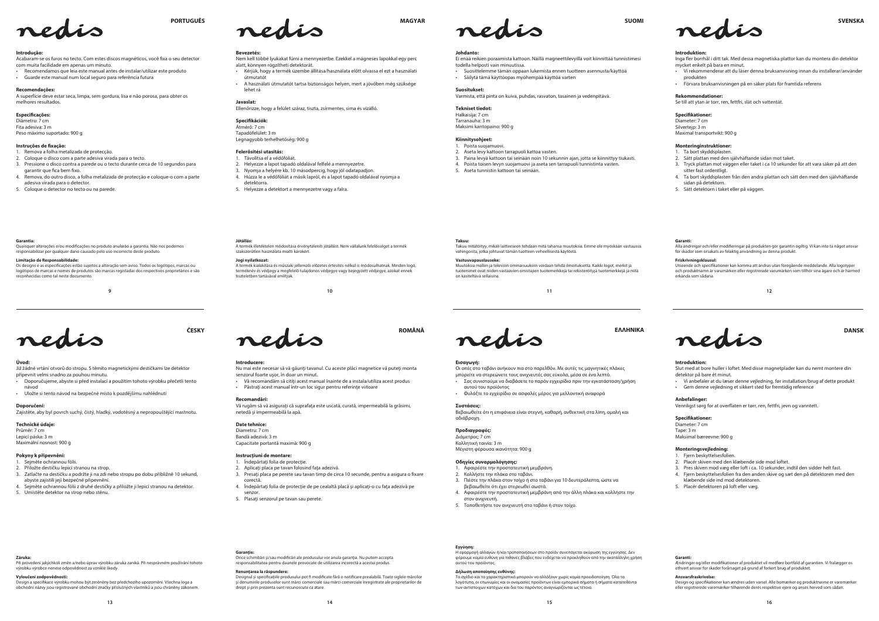nedis

# PORTUGUÊS

**Introdução:**
Acabaram-se os furos no tecto. Com estes discos magnéticos, você fixa o seu detector com muita facilidade em apenas um minuto.
- Recomendamos que leia este manual antes de instalar/utilizar este produto
- Guarde este manual num local seguro para referência futura

**Recomendações:**
A superfície deve estar seca, limpa, sem gordura, lisa e não porosa, para obter os melhores resultados.

**Especificações:**
Diâmetro: 7 cm
Fita adesiva: 3 m
Peso máximo suportado: 900 g

**Instruções de fixação:**
1. Remova a folha metalizada de protecção.
2. Coloque o disco com a parte adesiva virada para o tecto.
3. Pressione o disco contra a parede ou o tecto durante cerca de 10 segundos para garantir que fica bem fixo.
4. Remova, do outro disco, a folha metalizada de protecção e coloque-o com a parte adesiva virada para o detector.
5. Coloque o detector no tecto ou na parede.

**Garantia:**
Quaisquer alterações e/ou modificações no produto anularão a garantia. Não nos podemos responsabilizar por qualquer dano causado pelo uso incorrecto deste produto.

**Limitação de Responsabilidade:**
Os designs e as especificações estão sujeitos a alteração sem aviso. Todos os logótipos, marcas ou logótipos de marcas e nomes de produtos são marcas registadas dos respectivos proprietários e são reconhecidos como tal neste documento.

nedis

# MAGYAR

**Bevezetés:**
Nem kell többé lyukakat fúrni a mennyezetbe. Ezekkel a mágneses lapokkal egy perc alatt, könnyen rögzítheti detektorát.
- Kérjük, hogy a termék üzembe állítása/használata előtt olvassa el ezt a használati útmutatót
- A használati útmutatót tartsa biztonságos helyen, mert a jövőben még szüksége lehet rá

**Javaslat:**
Ellenőrizze, hogy a felület száraz, tiszta, zsírmentes, sima és vízálló.

**Specifikációk:**
Átmérő: 7 cm
Tapadófelület: 3 m
Legnagyobb terhelhetőség: 900 g

**Felerősítési utasítás:**
1. Távolítsa el a védőfóliát.
2. Helyezze a lapot tapadó oldalával felfelé a mennyezetre.
3. Nyomja a helyére kb. 10 másodpercig, hogy jól odatapadjon.
4. Húzza le a védőfóliát a másik lapról, és a lapot tapadó oldalával nyomja a detektorra.
5. Helyezze a detektort a mennyezetre vagy a falra.

**Jótállás:**
A termék illetéktelen módosítása érvényteleníti jótállást. Nem vállalunk felelősséget a termék szakszerűtlen használata miatti károkért.

**Jogi nyilatkozat:**
A termék kialakítása és műszaki jellemzői előzetes értesítés nélkül is módosulhatnak. Minden logó, terméknév és védjegy a megfelelő tulajdonos védjegye vagy bejegyzett védjegye, azokat ennek tiszteletben tartásával említjük.

nedis

# SUOMI

**Johdanto:**
Ei enää reikien poraamista kattoon. Näillä magneettilevyillä voit kiinnittää tunnistimesi todella helposti vain minuutissa.
- Suosittelemme tämän oppaan lukemista ennen tuotteen asennusta/käyttöä
- Säilytä tämä käyttöopas myöhempää käyttöä varten

**Suositukset:**
Varmista, että pinta on kuiva, puhdas, rasvaton, tasainen ja vedenpitävä.

**Tekniset tiedot:**
Halkaisija: 7 cm
Tarranauha: 3 m
Maksimi kantopaino: 900 g

**Kiinnitysohjeet:**
1. Poista suojamuovi.
2. Aseta levy kattoon tarrapuoli kattoa vasten.
3. Paina levyä kattoon tai seinään noin 10 sekunnin ajan, jotta se kiinnittyy tiukasti.
4. Poista toisen levyn suojamuovi ja aseta sen tarrapuoli tunnistinta vasten.
5. Aseta tunnistin kattoon tai seinään.

**Takuu:**
Takuu mitätöityy, mikäli laitteeseen tehdään mitä tahansa muutoksia. Emme ole myöskään vastuussa vahingoista, jotka johtuvat tämän tuotteen virheellisestä käytöstä.

**Vastuuvapauslauseke:**
Muutoksia malliin ja teknisiin ominaisuuksiin voidaan tehdä ilmoituksetta. Kaikki logot, merkit ja tuotenimet ovat niiden vastaavien omistajien tuotemerkkejä tai rekisteröityjä tuotemerkkejä ja niitä on käsiteltävä sellaisina.

nedis

# SVENSKA

**Introduktion:**
Inga fler borrhål i ditt tak. Med dessa magnetiska plattor kan du montera din detektor mycket enkelt på bara en minut.
- Vi rekommenderar att du läser denna bruksanvisning innan du installerar/använder produkten
- Förvara bruksanvisningen på en säker plats för framtida referens

**Rekommendationer:**
Se till att ytan är torr, ren, fettfri, slät och vattentät.

**Specifikationer:**
Diameter: 7 cm
Silvertejp: 3 m
Maximal transportvikt: 900 g

**Monteringinstruktioner:**
1. Ta bort skyddsplasten.
2. Sätt plattan med den självhäftande sidan mot taket.
3. Tryck plattan mot väggen eller taket i ca 10 sekunder för att vara säker på att den sitter fast ordentligt.
4. Ta bort skyddsplasten från den andra plattan och sätt den med den självhäftande sidan på detektorn.
5. Sätt detektorn i taket eller på väggen.

**Garanti:**
Alla ändringar och/eller modifieringar på produkten gör garantin ogiltig. Vi kan inte ta något ansvar för skador som orsakats av felaktig användning av denna produkt.

**Friskrivningsklausul:**
Utseende och specifikationer kan komma att ändras utan föregående meddelande. Alla logotyper och produktnamn är varumärken eller registrerade varumärken som tillhör sina ägare och är härmed erkända som sådana.

nedis

# ČESKY

**Úvod:**
Již žádné vrtání otvorů do stropu. S těmito magnetickými destičkami lze detektor připevnit velmi snadno za pouhou minutu.
- Doporučujeme, abyste si před instalací a použitím tohoto výrobku přečetli tento návod
- Uložte si tento návod na bezpečné místo k pozdějšímu nahlédnutí

**Doporučení:**
Zajistěte, aby byl povrch suchý, čistý, hladký, vodotěsný a nepropouštějící mastnotu.

**Technické údaje:**
Průměr: 7 cm
Lepicí páska: 3 m
Maximální nosnost: 900 g

**Pokyny k připevnění:**
1. Sejměte ochrannou fólii.
2. Přiložte destičku lepicí stranou na strop.
3. Zatlačte na destičku a podržte ji na zdi nebo stropu po dobu přibližně 10 sekund, abyste zajistili její bezpečné připevnění.
4. Sejměte ochrannou fólii z druhé destičky a přiložte ji lepicí stranou na detektor.
5. Umístěte detektor na strop nebo stěnu.

**Záruka:**
Při provedení jakýchkoli změn a/nebo úprav výrobku záruka zaniká. Při nesprávném používání tohoto výrobku výrobce nenese odpovědnost za vzniklé škody.

**Vyloučení zodpovědnosti:**
Design a specifikace výrobku mohou být změněny bez předchozího upozornění. Všechna loga a obchodní názvy jsou registrované obchodní značky příslušných vlastníků a jsou chráněny zákonem.

nedis

# ROMÂNĂ

**Introducere:**
Nu mai este necesar să vă găuriţi tavanul. Cu aceste plăci magnetice vă puteţi monta senzorul foarte uşor, în doar un minut.
- Vă recomandăm să citiţi acest manual înainte de a instala/utiliza acest produs
- Păstraţi acest manual într-un loc sigur pentru referinţe viitoare

**Recomandări:**
Vă rugăm să vă asiguraţi că suprafaţa este uscată, curată, impermeabilă la grăsimi, netedă şi impermeabilă la apă.

**Date tehnice:**
Diametru: 7 cm
Bandă adezivă: 3 m
Capacitate portantă maximă: 900 g

**Instrucţiuni de montare:**
1. Îndepărtaţi folia de protecţie.
2. Aplicaţi placa pe tavan folosind faţa adezivă.
3. Presaţi placa pe perete sau tavan timp de circa 10 secunde, pentru a asigura o fixare corectă.
4. Îndepărtaţi folia de protecţie de pe cealaltă placă şi aplicaţi-o cu faţa adezivă pe senzor.
5. Plasaţi senzorul pe tavan sau perete.

**Garanţie:**
Orice schimbări şi/sau modificări ale produsului vor anula garanţia. Nu putem accepta responsabilitatea pentru daunele provocate de utilizarea incorectă a acestui produs.

**Renunţarea la răspundere:**
Designul şi specificaţiile produsului pot fi modificate fără o notificare prealabilă. Toate siglele mărcilor şi denumirile produselor sunt mărci comerciale sau mărci comerciale înregistrate ale proprietarilor de drept şi prin prezenta sunt recunoscute ca atare.

nedis

# ΕΛΛΗΝΙΚΑ

**Εισαγωγή:**
Οι οπές στο ταβάνι ανήκουν πια στο παρελθόν. Με αυτές τις μαγνητικές πλάκες μπορείτε να στερεώνετε τους ανιχνευτές σας εύκολα, μέσα σε ένα λεπτό.
- Σας συνιστούμε να διαβάσετε το παρόν εγχειρίδιο πριν την εγκατάσταση/χρήση αυτού του προϊόντος
- Φυλάξτε το εγχειρίδιο σε ασφαλές μέρος για μελλοντική αναφορά

**Συστάσεις:**
Βεβαιωθείτε ότι η επιφάνεια είναι στεγνή, καθαρή, ανθεκτική στα λίπη, ομαλή και αδιάβροχη.

**Προδιαγραφές:**
Διάμετρος: 7 cm
Κολλητική ταινία: 3 m
Μέγιστη φέρουσα ικανότητα: 900 g

**Οδηγίες συναρμολόγησης:**
1. Αφαιρέστε την προστατευτική μεμβράνη.
2. Κολλήστε την πλάκα στο ταβάνι.
3. Πιέστε την πλάκα στον τοίχο ή στο ταβάνι για 10 δευτερόλεπτα, ώστε να βεβαιωθείτε ότι έχει στερεωθεί σωστά.
4. Αφαιρέστε την προστατευτική μεμβράνη από την άλλη πλάκα και κολλήστε την στον ανιχνευτή.
5. Τοποθετήστε τον ανιχνευτή στο ταβάνι ή στον τοίχο.

**Εγγύηση:**
Η εφαρμογή αλλαγών ή/και τροποποιήσεων στο προϊόν συνεπάγεται ακύρωση της εγγύησης. Δεν φέρουμε καμία ευθύνη για πιθανές βλάβες που ενδέχεται να προκληθούν από την ακατάλληλη χρήση αυτού του προϊόντος.

**Δήλωση αποποίησης ευθύνης:**
Το σχέδιο και τα χαρακτηριστικά μπορούν να αλλάξουν χωρίς καμία προειδοποίηση. Όλα τα λογότυπα, οι επωνυμίες και οι ονομασίες προϊόντων είναι εμπορικά σήματα ή σήματα κατατεθέντα των αντίστοιχων κατόχων και δια του παρόντος αναγνωρίζονται ως τέτοια.

nedis

# DANSK

**Introduktion:**
Slut med at bore huller i loftet. Med disse magnetplader kan du nemt montere din detektor på bare ét minut.
- Vi anbefaler at du læser denne vejledning, før installation/brug af dette produkt
- Gem denne vejledning et sikkert sted for fremtidig reference

**Anbefalinger:**
Vennligst sørg for at overflaten er tørr, ren, fettfri, jevn og vanntett.

**Specifikationer:**
Diameter: 7 cm
Tape: 3 m
Maksimal bæreevne: 900 g

**Monteringsvejledning:**
1. Fjern beskyttelsesfolien.
2. Placér skiven med klæbende side mod loftet.
3. Pres skiven mod væg eller loft i ca. 10 sekunder, indtil den sidder helt fast.
4. Fjern beskyttelsesfolien fra den anden skive og sæt den på detektoren med den klæbende side ind mod detektoren.
5. Placér detektoren på loft eller væg.

**Garanti:**
Ændringer og/eller modifikationer af produktet vil medføre bortfald af garantien. Vi fralægger os ethvert ansvar for skader forårsaget på grund af forkert brug af produktet.

**Ansvarsfraskrivelse:**
Design og specifikationer kan ændres uden varsel. Alle bomærker og produktnavne er varemærker eller registrerede varemærker tilhørende deres respektive ejere og anses herved som sådan.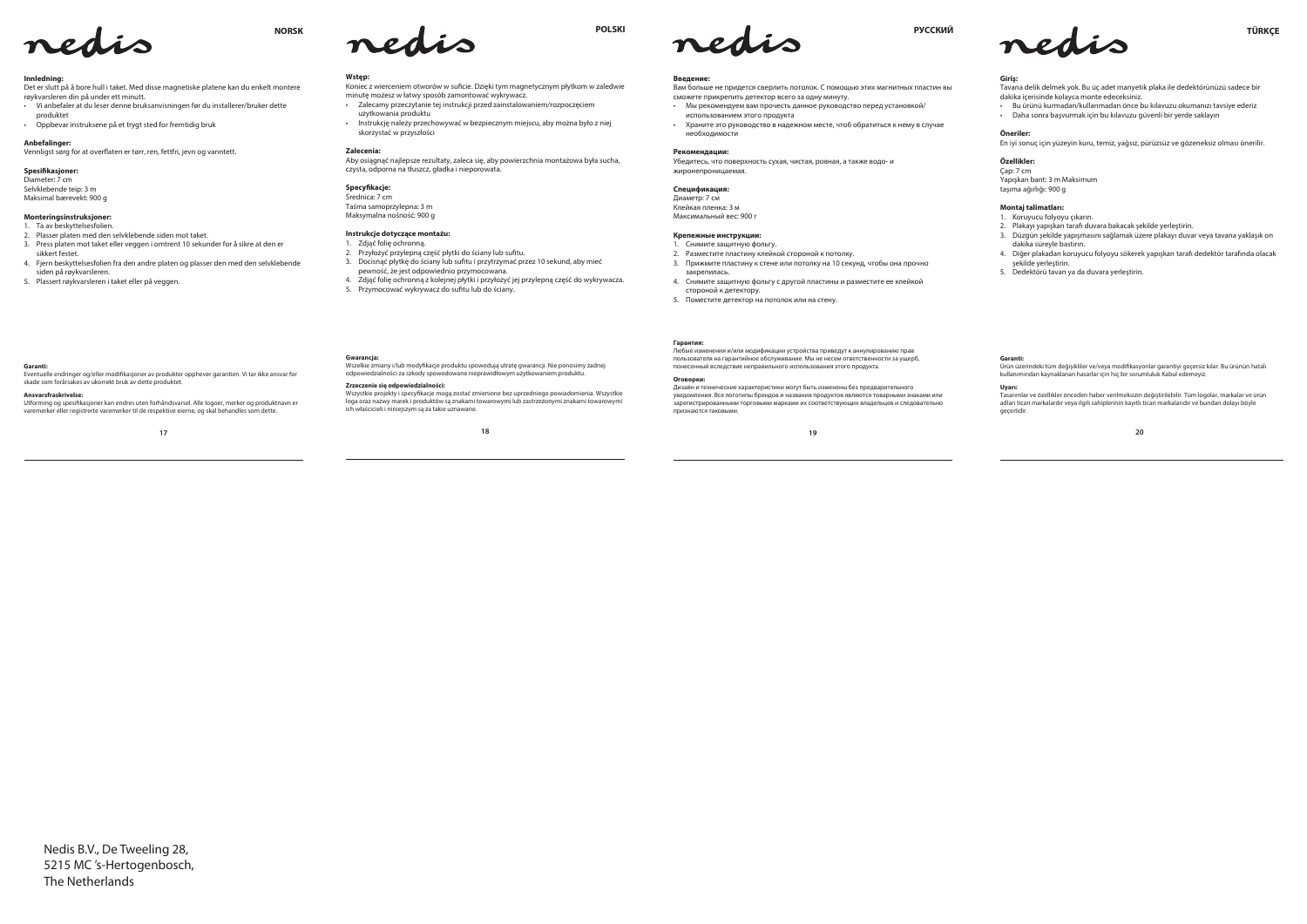## NORSK

### Innledning:
Det er slutt på å bore hull i taket. Med disse magnetiske platene kan du enkelt montere røykvarsleren din på under ett minutt.

- Vi anbefaler at du leser denne bruksanvisningen før du installerer/bruker dette produktet
- Oppbevar instruksene på et trygt sted for fremtidig bruk

### Anbefalinger:
Vennligst sørg for at overflaten er tørr, ren, fettfri, jevn og vanntett.

### Spesifikasjoner:
Diameter: 7 cm
Selvklebende teip: 3 m
Maksimal bærevekt: 900 g

### Monteringsinstruksjoner:
1. Ta av beskyttelsesfolien.
2. Plasser platen med den selvklebende siden mot taket.
3. Press platen mot taket eller veggen i omtrent 10 sekunder for å sikre at den er sikkert festet.
4. Fjern beskyttelsesfolien fra den andre platen og plasser den med den selvklebende siden på røykvarsleren.
5. Plassert røykvarsleren i taket eller på veggen.

### Garanti:
Eventuelle endringer og/eller modifikasjoner av produkter opphever garantien. Vi tar ikke ansvar for skade som forårsakes av ukorrekt bruk av dette produktet.

### Ansvarsfraskrivelse:
Utforming og spesifikasjoner kan endres uten forhåndsvarsel. Alle logoer, merker og produktnavn er varemerker eller registrerte varemerker til de respektive eierne, og skal behandles som dette.

## POLSKI

### Wstęp:
Koniec z wierceniem otworów w suficie. Dzięki tym magnetycznym płytkom w zaledwie minutę możesz w łatwy sposób zamontować wykrywacz.

- Zalecamy przeczytanie tej instrukcji przed zainstalowaniem/rozpoczęciem użytkowania produktu
- Instrukcję należy przechowywać w bezpiecznym miejscu, aby można było z niej skorzystać w przyszłości

### Zalecenia:
Aby osiągnąć najlepsze rezultaty, zaleca się, aby powierzchnia montażowa była sucha, czysta, odporna na tłuszcz, gładka i nieporowata.

### Specyfikacje:
Średnica: 7 cm
Taśma samoprzylepna: 3 m
Maksymalna nośność: 900 g

### Instrukcje dotyczące montażu:
1. Zdjąć folię ochronną.
2. Przyłożyć przylepną część płytki do ściany lub sufitu.
3. Docisnąć płytkę do ściany lub sufitu i przytrzymać przez 10 sekund, aby mieć pewność, że jest odpowiednio przymocowana.
4. Zdjąć folię ochronną z kolejnej płytki i przyłożyć jej przylepną część do wykrywacza.
5. Przymocować wykrywacz do sufitu lub do ściany.

### Gwarancja:
Wszelkie zmiany i/lub modyfikacje produktu spowodują utratę gwarancji. Nie ponosimy żadnej odpowiedzialności za szkody spowodowane nieprawidłowym użytkowaniem produktu.

### Zrzeczenie się odpowiedzialności:
Wszystkie projekty i specyfikacje mogą zostać zmienione bez uprzedniego powiadomienia. Wszystkie loga oraz nazwy marek i produktów są znakami towarowymi lub zastrzeżonymi znakami towarowymi ich właścicieli i niniejszym są za takie uznawane.

## РУССКИЙ

### Введение:
Вам больше не придется сверлить потолок. С помощью этих магнитных пластин вы сможете прикрепить детектор всего за одну минуту.

- Мы рекомендуем вам прочесть данное руководство перед установкой/использованием этого продукта
- Храните это руководство в надежном месте, чтоб обратиться к нему в случае необходимости

### Рекомендации:
Убедитесь, что поверхность сухая, чистая, ровная, а также водо- и жиронепроницаемая.

### Спецификация:
Диаметр: 7 см
Клейкая пленка: 3 м
Максимальный вес: 900 г

### Крепежные инструкции:
1. Снимите защитную фольгу.
2. Разместите пластину клейкой стороной к потолку.
3. Прижмите пластину к стене или потолку на 10 секунд, чтобы она прочно закрепилась.
4. Снимите защитную фольгу с другой пластины и разместите ее клейкой стороной к детектору.
5. Поместите детектор на потолок или на стену.

### Гарантия:
Любые изменения и/или модификации устройства приведут к аннулированию прав пользователя на гарантийное обслуживание. Мы не несем ответственности за ущерб, понесенный вследствие неправильного использования этого продукта.

### Оговорки:
Дизайн и технические характеристики могут быть изменены без предварительного уведомления. Все логотипы брендов и названия продуктов являются товарными знаками или зарегистрированными торговыми марками их соответствующих владельцев и следовательно признаются таковыми.

## TÜRKÇE

### Giriş:
Tavana delik delmek yok. Bu üç adet manyetik plaka ile dedektörünüzü sadece bir dakika içerisinde kolayca monte edeceksiniz.

- Bu ürünü kurmadan/kullanmadan önce bu kılavuzu okumanızı tavsiye ederiz
- Daha sonra başvurmak için bu kılavuzu güvenli bir yerde saklayın

### Öneriler:
En iyi sonuç için yüzeyin kuru, temiz, yağsız, pürüzsüz ve gözeneksiz olması önerilir.

### Özellikler:
Çap: 7 cm
Yapışkan bant: 3 m Maksimum taşıma ağırlığı: 900 g

### Montaj talimatları:
1. Koruyucu folyoyu çıkarın.
2. Plakayı yapışkan tarafı duvara bakacak şekilde yerleştirin.
3. Düzgün şekilde yapışmasını sağlamak üzere plakayı duvar veya tavana yaklaşık on dakika süreyle bastırın.
4. Diğer plakadan koruyucu folyoyu sökerek yapışkan tarafı dedektör tarafında olacak şekilde yerleştirin.
5. Dedektörü tavan ya da duvara yerleştirin.

### Garanti:
Ürün üzerindeki tüm değişiklikler ve/veya modifikasyonlar garantiyi geçersiz kılar. Bu ürünün hatalı kullanımından kaynaklanan hasarlar için hiç bir sorumluluk Kabul edemeyiz.

### Uyarı:
Tasarımlar ve özellikler önceden haber verilmeksizin değiştirilebilir. Tüm logolar, markalar ve ürün adları ticari markalardır veya ilgili sahiplerinin kayıtlı ticari markalarıdır ve bundan dolayı böyle geçerlidir.

Nedis B.V., De Tweeling 28,
5215 MC 's-Hertogenbosch,
The Netherlands